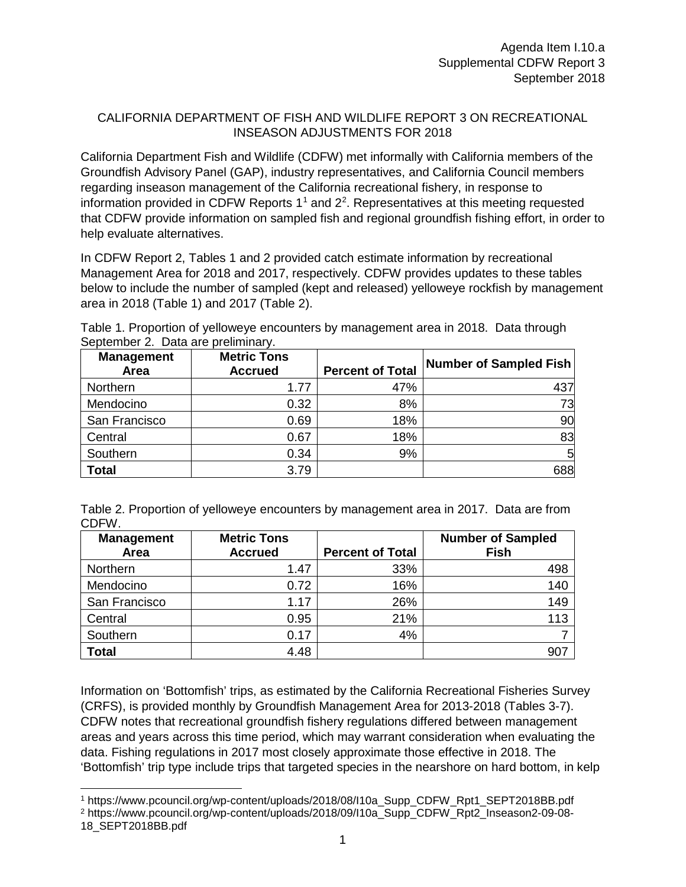Agenda Item I.10.a
Supplemental CDFW Report 3
September 2018

CALIFORNIA DEPARTMENT OF FISH AND WILDLIFE REPORT 3 ON RECREATIONAL INSEASON ADJUSTMENTS FOR 2018

California Department Fish and Wildlife (CDFW) met informally with California members of the Groundfish Advisory Panel (GAP), industry representatives, and California Council members regarding inseason management of the California recreational fishery, in response to information provided in CDFW Reports 1[1] and 2[2]. Representatives at this meeting requested that CDFW provide information on sampled fish and regional groundfish fishing effort, in order to help evaluate alternatives.

In CDFW Report 2, Tables 1 and 2 provided catch estimate information by recreational Management Area for 2018 and 2017, respectively. CDFW provides updates to these tables below to include the number of sampled (kept and released) yelloweye rockfish by management area in 2018 (Table 1) and 2017 (Table 2).

Table 1. Proportion of yelloweye encounters by management area in 2018. Data through September 2. Data are preliminary.

| Management Area | Metric Tons Accrued | Percent of Total | Number of Sampled Fish |
|---|---|---|---|
| Northern | 1.77 | 47% | 437 |
| Mendocino | 0.32 | 8% | 73 |
| San Francisco | 0.69 | 18% | 90 |
| Central | 0.67 | 18% | 83 |
| Southern | 0.34 | 9% | 5 |
| **Total** | 3.79 | | 688 |

Table 2. Proportion of yelloweye encounters by management area in 2017. Data are from CDFW.

| Management Area | Metric Tons Accrued | Percent of Total | Number of Sampled Fish |
|---|---|---|---|
| Northern | 1.47 | 33% | 498 |
| Mendocino | 0.72 | 16% | 140 |
| San Francisco | 1.17 | 26% | 149 |
| Central | 0.95 | 21% | 113 |
| Southern | 0.17 | 4% | 7 |
| **Total** | 4.48 | | 907 |

Information on 'Bottomfish' trips, as estimated by the California Recreational Fisheries Survey (CRFS), is provided monthly by Groundfish Management Area for 2013-2018 (Tables 3-7). CDFW notes that recreational groundfish fishery regulations differed between management areas and years across this time period, which may warrant consideration when evaluating the data. Fishing regulations in 2017 most closely approximate those effective in 2018. The 'Bottomfish' trip type include trips that targeted species in the nearshore on hard bottom, in kelp

[1] https://www.pcouncil.org/wp-content/uploads/2018/08/I10a_Supp_CDFW_Rpt1_SEPT2018BB.pdf
[2] https://www.pcouncil.org/wp-content/uploads/2018/09/I10a_Supp_CDFW_Rpt2_Inseason2-09-08-18_SEPT2018BB.pdf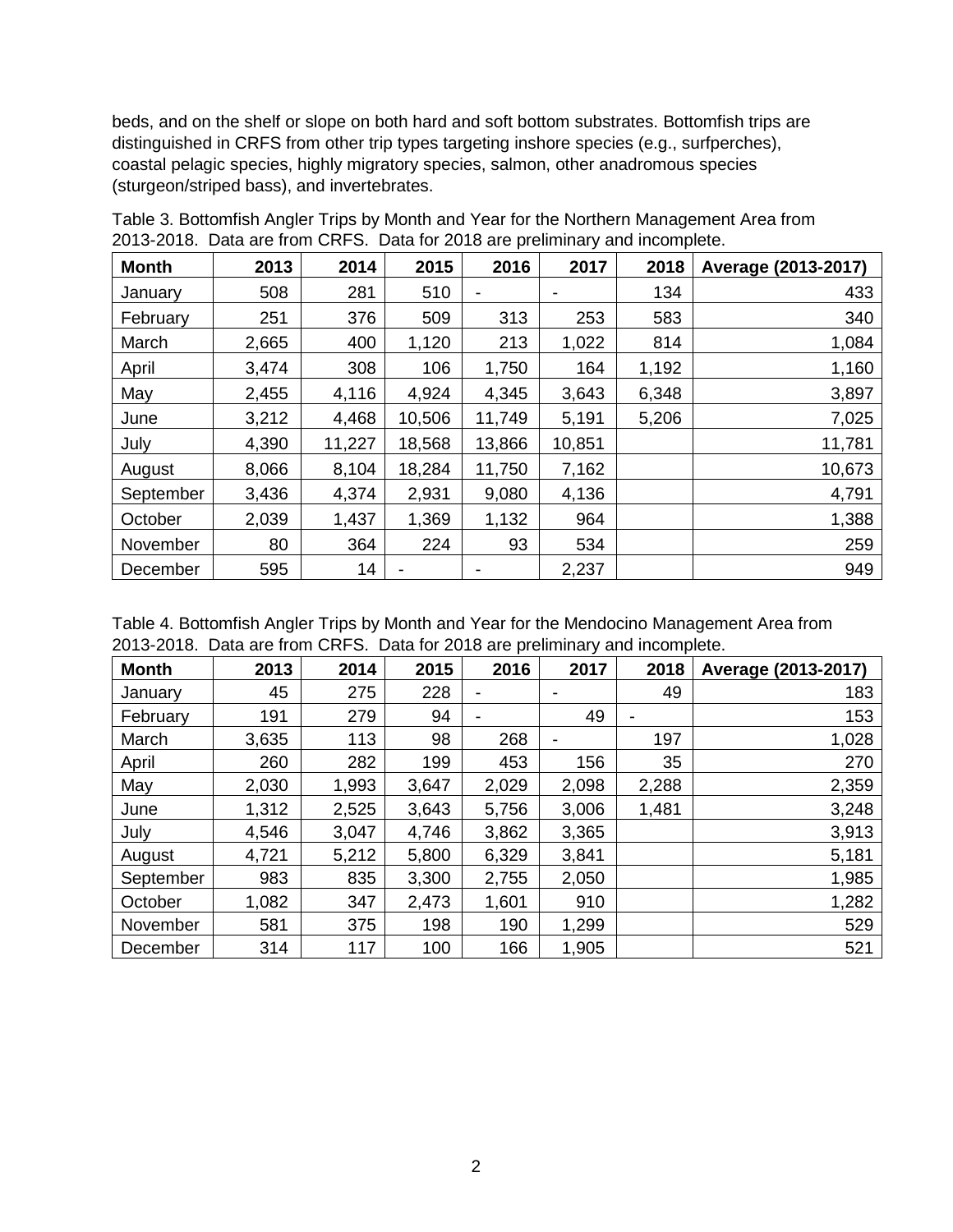beds, and on the shelf or slope on both hard and soft bottom substrates. Bottomfish trips are distinguished in CRFS from other trip types targeting inshore species (e.g., surfperches), coastal pelagic species, highly migratory species, salmon, other anadromous species (sturgeon/striped bass), and invertebrates.

Table 3. Bottomfish Angler Trips by Month and Year for the Northern Management Area from 2013-2018. Data are from CRFS. Data for 2018 are preliminary and incomplete.

| Month | 2013 | 2014 | 2015 | 2016 | 2017 | 2018 | Average (2013-2017) |
|---|---|---|---|---|---|---|---|
| January | 508 | 281 | 510 | - | - | 134 | 433 |
| February | 251 | 376 | 509 | 313 | 253 | 583 | 340 |
| March | 2,665 | 400 | 1,120 | 213 | 1,022 | 814 | 1,084 |
| April | 3,474 | 308 | 106 | 1,750 | 164 | 1,192 | 1,160 |
| May | 2,455 | 4,116 | 4,924 | 4,345 | 3,643 | 6,348 | 3,897 |
| June | 3,212 | 4,468 | 10,506 | 11,749 | 5,191 | 5,206 | 7,025 |
| July | 4,390 | 11,227 | 18,568 | 13,866 | 10,851 | | 11,781 |
| August | 8,066 | 8,104 | 18,284 | 11,750 | 7,162 | | 10,673 |
| September | 3,436 | 4,374 | 2,931 | 9,080 | 4,136 | | 4,791 |
| October | 2,039 | 1,437 | 1,369 | 1,132 | 964 | | 1,388 |
| November | 80 | 364 | 224 | 93 | 534 | | 259 |
| December | 595 | 14 | - | - | 2,237 | | 949 |

Table 4. Bottomfish Angler Trips by Month and Year for the Mendocino Management Area from 2013-2018. Data are from CRFS. Data for 2018 are preliminary and incomplete.

| Month | 2013 | 2014 | 2015 | 2016 | 2017 | 2018 | Average (2013-2017) |
|---|---|---|---|---|---|---|---|
| January | 45 | 275 | 228 | - | - | 49 | 183 |
| February | 191 | 279 | 94 | - | 49 | - | 153 |
| March | 3,635 | 113 | 98 | 268 | - | 197 | 1,028 |
| April | 260 | 282 | 199 | 453 | 156 | 35 | 270 |
| May | 2,030 | 1,993 | 3,647 | 2,029 | 2,098 | 2,288 | 2,359 |
| June | 1,312 | 2,525 | 3,643 | 5,756 | 3,006 | 1,481 | 3,248 |
| July | 4,546 | 3,047 | 4,746 | 3,862 | 3,365 | | 3,913 |
| August | 4,721 | 5,212 | 5,800 | 6,329 | 3,841 | | 5,181 |
| September | 983 | 835 | 3,300 | 2,755 | 2,050 | | 1,985 |
| October | 1,082 | 347 | 2,473 | 1,601 | 910 | | 1,282 |
| November | 581 | 375 | 198 | 190 | 1,299 | | 529 |
| December | 314 | 117 | 100 | 166 | 1,905 | | 521 |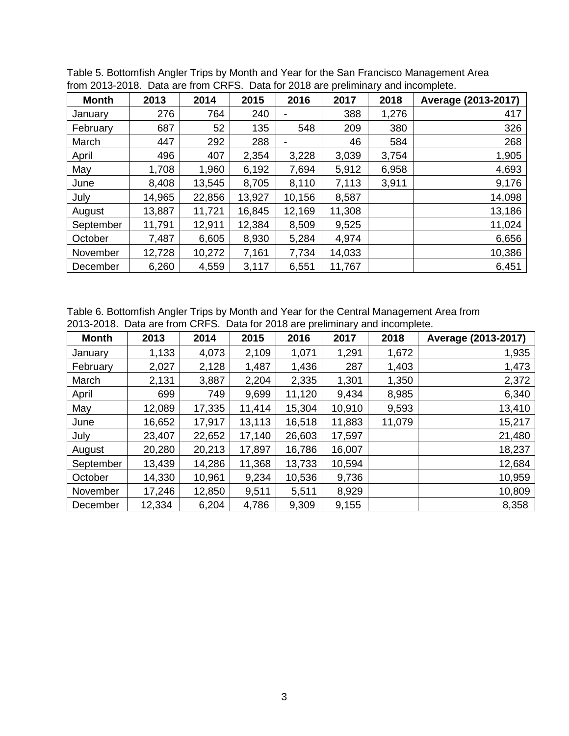Table 5. Bottomfish Angler Trips by Month and Year for the San Francisco Management Area from 2013-2018. Data are from CRFS. Data for 2018 are preliminary and incomplete.

| Month | 2013 | 2014 | 2015 | 2016 | 2017 | 2018 | Average (2013-2017) |
|---|---|---|---|---|---|---|---|
| January | 276 | 764 | 240 | - | 388 | 1,276 | 417 |
| February | 687 | 52 | 135 | 548 | 209 | 380 | 326 |
| March | 447 | 292 | 288 | - | 46 | 584 | 268 |
| April | 496 | 407 | 2,354 | 3,228 | 3,039 | 3,754 | 1,905 |
| May | 1,708 | 1,960 | 6,192 | 7,694 | 5,912 | 6,958 | 4,693 |
| June | 8,408 | 13,545 | 8,705 | 8,110 | 7,113 | 3,911 | 9,176 |
| July | 14,965 | 22,856 | 13,927 | 10,156 | 8,587 | | 14,098 |
| August | 13,887 | 11,721 | 16,845 | 12,169 | 11,308 | | 13,186 |
| September | 11,791 | 12,911 | 12,384 | 8,509 | 9,525 | | 11,024 |
| October | 7,487 | 6,605 | 8,930 | 5,284 | 4,974 | | 6,656 |
| November | 12,728 | 10,272 | 7,161 | 7,734 | 14,033 | | 10,386 |
| December | 6,260 | 4,559 | 3,117 | 6,551 | 11,767 | | 6,451 |

Table 6. Bottomfish Angler Trips by Month and Year for the Central Management Area from 2013-2018. Data are from CRFS. Data for 2018 are preliminary and incomplete.

| Month | 2013 | 2014 | 2015 | 2016 | 2017 | 2018 | Average (2013-2017) |
|---|---|---|---|---|---|---|---|
| January | 1,133 | 4,073 | 2,109 | 1,071 | 1,291 | 1,672 | 1,935 |
| February | 2,027 | 2,128 | 1,487 | 1,436 | 287 | 1,403 | 1,473 |
| March | 2,131 | 3,887 | 2,204 | 2,335 | 1,301 | 1,350 | 2,372 |
| April | 699 | 749 | 9,699 | 11,120 | 9,434 | 8,985 | 6,340 |
| May | 12,089 | 17,335 | 11,414 | 15,304 | 10,910 | 9,593 | 13,410 |
| June | 16,652 | 17,917 | 13,113 | 16,518 | 11,883 | 11,079 | 15,217 |
| July | 23,407 | 22,652 | 17,140 | 26,603 | 17,597 | | 21,480 |
| August | 20,280 | 20,213 | 17,897 | 16,786 | 16,007 | | 18,237 |
| September | 13,439 | 14,286 | 11,368 | 13,733 | 10,594 | | 12,684 |
| October | 14,330 | 10,961 | 9,234 | 10,536 | 9,736 | | 10,959 |
| November | 17,246 | 12,850 | 9,511 | 5,511 | 8,929 | | 10,809 |
| December | 12,334 | 6,204 | 4,786 | 9,309 | 9,155 | | 8,358 |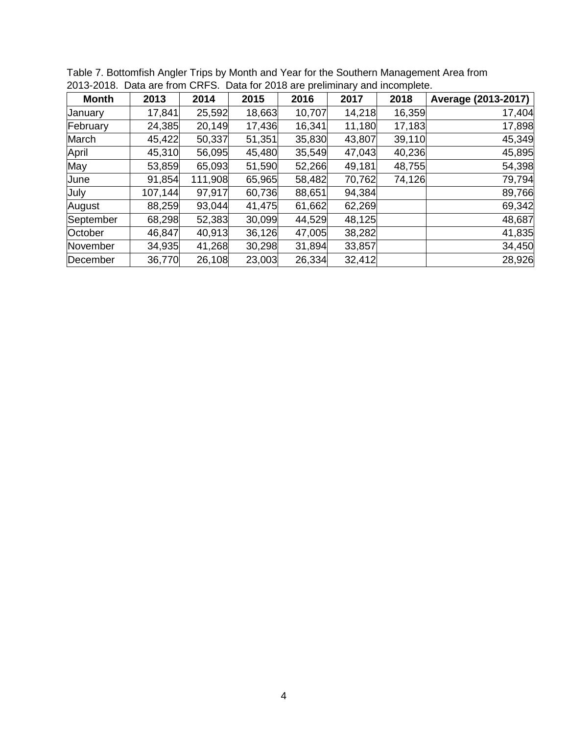Table 7. Bottomfish Angler Trips by Month and Year for the Southern Management Area from 2013-2018. Data are from CRFS. Data for 2018 are preliminary and incomplete.

| Month | 2013 | 2014 | 2015 | 2016 | 2017 | 2018 | Average (2013-2017) |
|---|---|---|---|---|---|---|---|
| January | 17,841 | 25,592 | 18,663 | 10,707 | 14,218 | 16,359 | 17,404 |
| February | 24,385 | 20,149 | 17,436 | 16,341 | 11,180 | 17,183 | 17,898 |
| March | 45,422 | 50,337 | 51,351 | 35,830 | 43,807 | 39,110 | 45,349 |
| April | 45,310 | 56,095 | 45,480 | 35,549 | 47,043 | 40,236 | 45,895 |
| May | 53,859 | 65,093 | 51,590 | 52,266 | 49,181 | 48,755 | 54,398 |
| June | 91,854 | 111,908 | 65,965 | 58,482 | 70,762 | 74,126 | 79,794 |
| July | 107,144 | 97,917 | 60,736 | 88,651 | 94,384 | | 89,766 |
| August | 88,259 | 93,044 | 41,475 | 61,662 | 62,269 | | 69,342 |
| September | 68,298 | 52,383 | 30,099 | 44,529 | 48,125 | | 48,687 |
| October | 46,847 | 40,913 | 36,126 | 47,005 | 38,282 | | 41,835 |
| November | 34,935 | 41,268 | 30,298 | 31,894 | 33,857 | | 34,450 |
| December | 36,770 | 26,108 | 23,003 | 26,334 | 32,412 | | 28,926 |